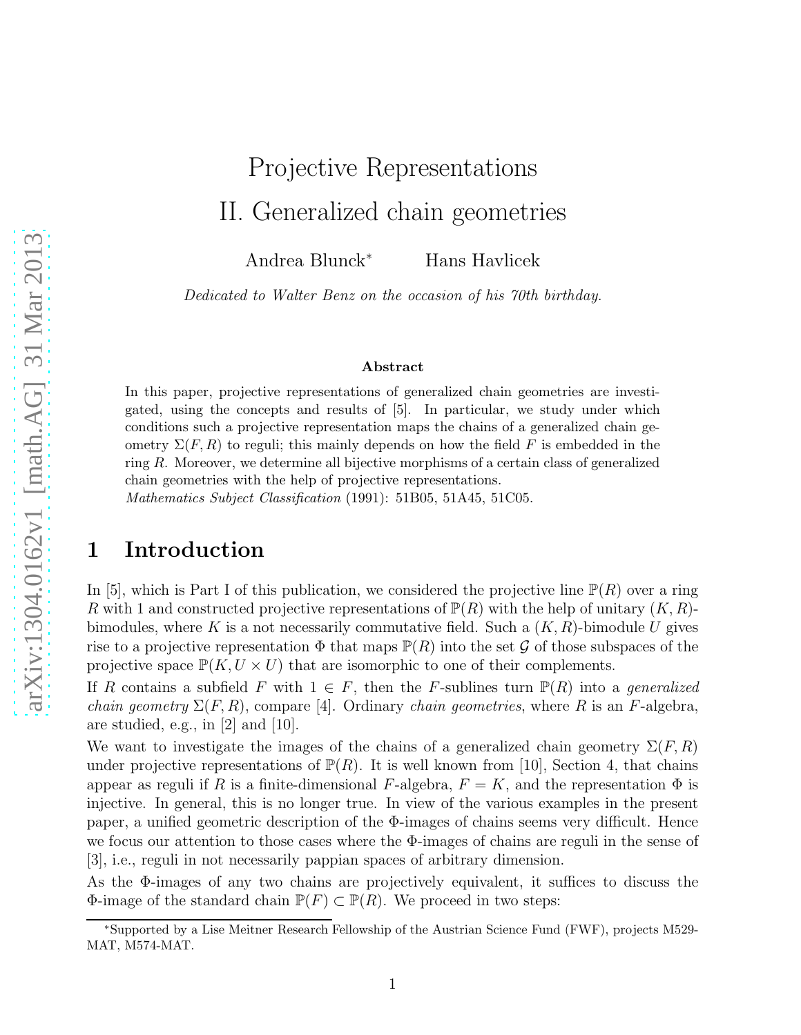# Projective Representations

# II. Generalized chain geometries

Andrea Blunck* Hans Havlicek

*Dedicated to Walter Benz on the occasion of his 70th birthday.*

## Abstract

In this paper, projective representations of generalized chain geometries are investigated, using the concepts and results of [5]. In particular, we study under which conditions such a projective representation maps the chains of a generalized chain geometry $\Sigma(F, R)$ to reguli; this mainly depends on how the field $F$ is embedded in the ring $R$. Moreover, we determine all bijective morphisms of a certain class of generalized chain geometries with the help of projective representations.

*Mathematics Subject Classification* (1991): 51B05, 51A45, 51C05.

## 1 Introduction

In [5], which is Part I of this publication, we considered the projective line $\mathbb{P}(R)$ over a ring $R$ with 1 and constructed projective representations of $\mathbb{P}(R)$ with the help of unitary $(K, R)$-bimodules, where $K$ is a not necessarily commutative field. Such a $(K, R)$-bimodule $U$ gives rise to a projective representation $\Phi$ that maps $\mathbb{P}(R)$ into the set $\mathcal{G}$ of those subspaces of the projective space $\mathbb{P}(K, U \times U)$ that are isomorphic to one of their complements.

If $R$ contains a subfield $F$ with $1 \in F$, then the $F$-sublines turn $\mathbb{P}(R)$ into a *generalized chain geometry* $\Sigma(F, R)$, compare [4]. Ordinary *chain geometries*, where $R$ is an $F$-algebra, are studied, e.g., in [2] and [10].

We want to investigate the images of the chains of a generalized chain geometry $\Sigma(F, R)$ under projective representations of $\mathbb{P}(R)$. It is well known from [10], Section 4, that chains appear as reguli if $R$ is a finite-dimensional $F$-algebra, $F = K$, and the representation $\Phi$ is injective. In general, this is no longer true. In view of the various examples in the present paper, a unified geometric description of the $\Phi$-images of chains seems very difficult. Hence we focus our attention to those cases where the $\Phi$-images of chains are reguli in the sense of [3], i.e., reguli in not necessarily pappian spaces of arbitrary dimension.

As the $\Phi$-images of any two chains are projectively equivalent, it suffices to discuss the $\Phi$-image of the standard chain $\mathbb{P}(F) \subset \mathbb{P}(R)$. We proceed in two steps:

*Supported by a Lise Meitner Research Fellowship of the Austrian Science Fund (FWF), projects M529-MAT, M574-MAT.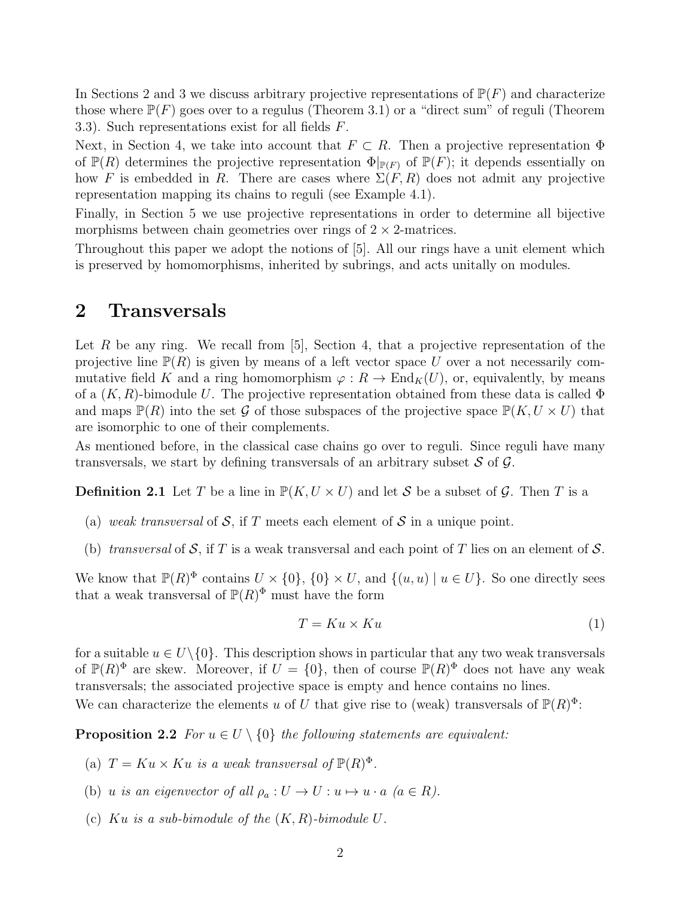In Sections 2 and 3 we discuss arbitrary projective representations of $\mathbb{P}(F)$ and characterize those where $\mathbb{P}(F)$ goes over to a regulus (Theorem 3.1) or a "direct sum" of reguli (Theorem 3.3). Such representations exist for all fields $F$.

Next, in Section 4, we take into account that $F \subset R$. Then a projective representation $\Phi$ of $\mathbb{P}(R)$ determines the projective representation $\Phi|_{\mathbb{P}(F)}$ of $\mathbb{P}(F)$; it depends essentially on how $F$ is embedded in $R$. There are cases where $\Sigma(F, R)$ does not admit any projective representation mapping its chains to reguli (see Example 4.1).

Finally, in Section 5 we use projective representations in order to determine all bijective morphisms between chain geometries over rings of $2 \times 2$-matrices.

Throughout this paper we adopt the notions of [5]. All our rings have a unit element which is preserved by homomorphisms, inherited by subrings, and acts unitally on modules.

## 2 Transversals

Let $R$ be any ring. We recall from [5], Section 4, that a projective representation of the projective line $\mathbb{P}(R)$ is given by means of a left vector space $U$ over a not necessarily commutative field $K$ and a ring homomorphism $\varphi : R \to \mathrm{End}_K(U)$, or, equivalently, by means of a $(K, R)$-bimodule $U$. The projective representation obtained from these data is called $\Phi$ and maps $\mathbb{P}(R)$ into the set $\mathcal{G}$ of those subspaces of the projective space $\mathbb{P}(K, U \times U)$ that are isomorphic to one of their complements.

As mentioned before, in the classical case chains go over to reguli. Since reguli have many transversals, we start by defining transversals of an arbitrary subset $\mathcal{S}$ of $\mathcal{G}$.

**Definition 2.1** Let $T$ be a line in $\mathbb{P}(K, U \times U)$ and let $\mathcal{S}$ be a subset of $\mathcal{G}$. Then $T$ is a

(a) *weak transversal* of $\mathcal{S}$, if $T$ meets each element of $\mathcal{S}$ in a unique point.

(b) *transversal* of $\mathcal{S}$, if $T$ is a weak transversal and each point of $T$ lies on an element of $\mathcal{S}$.

We know that $\mathbb{P}(R)^\Phi$ contains $U \times \{0\}$, $\{0\} \times U$, and $\{(u, u) \mid u \in U\}$. So one directly sees that a weak transversal of $\mathbb{P}(R)^\Phi$ must have the form

$$T = Ku \times Ku \tag{1}$$

for a suitable $u \in U \setminus \{0\}$. This description shows in particular that any two weak transversals of $\mathbb{P}(R)^\Phi$ are skew. Moreover, if $U = \{0\}$, then of course $\mathbb{P}(R)^\Phi$ does not have any weak transversals; the associated projective space is empty and hence contains no lines.

We can characterize the elements $u$ of $U$ that give rise to (weak) transversals of $\mathbb{P}(R)^\Phi$:

**Proposition 2.2** *For $u \in U \setminus \{0\}$ the following statements are equivalent:*

(a) *$T = Ku \times Ku$ is a weak transversal of $\mathbb{P}(R)^\Phi$.*

(b) *$u$ is an eigenvector of all $\rho_a : U \to U : u \mapsto u \cdot a$ $(a \in R)$.*

(c) *$Ku$ is a sub-bimodule of the $(K, R)$-bimodule $U$.*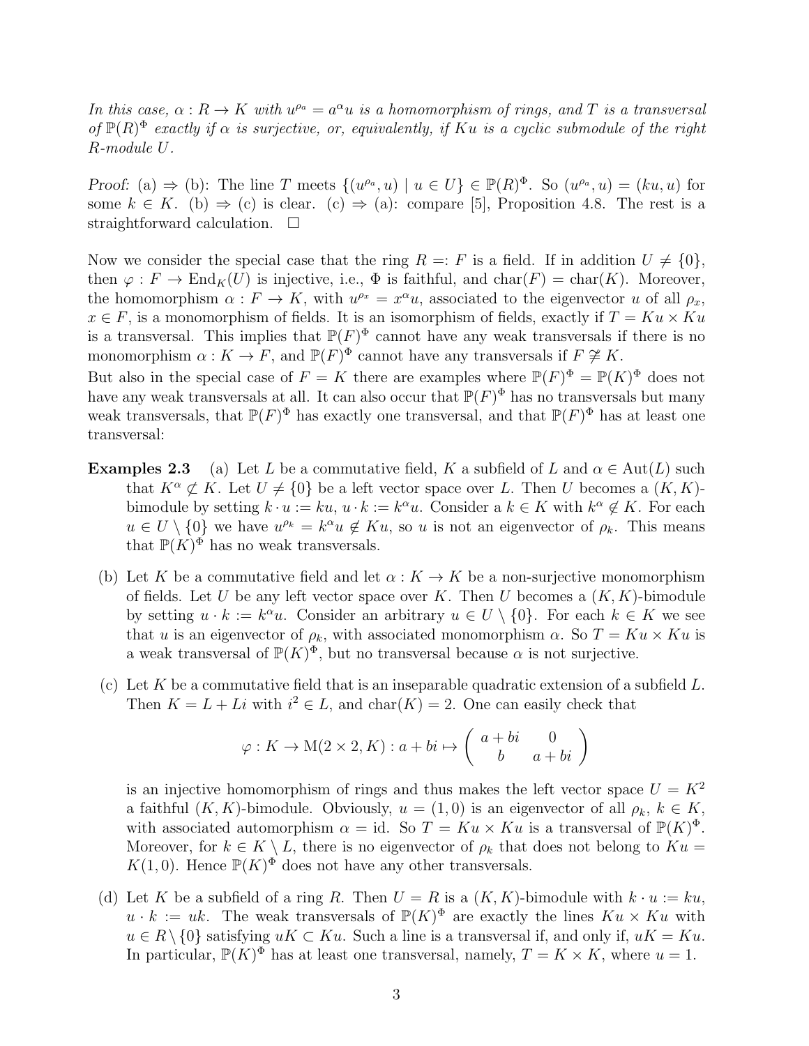*In this case, $\alpha : R \to K$ with $u^{\rho_a} = a^\alpha u$ is a homomorphism of rings, and $T$ is a transversal of $\mathbb{P}(R)^\Phi$ exactly if $\alpha$ is surjective, or, equivalently, if $Ku$ is a cyclic submodule of the right $R$-module $U$.*

*Proof:* (a) $\Rightarrow$ (b): The line $T$ meets $\{(u^{\rho_a}, u) \mid u \in U\} \in \mathbb{P}(R)^\Phi$. So $(u^{\rho_a}, u) = (ku, u)$ for some $k \in K$. (b) $\Rightarrow$ (c) is clear. (c) $\Rightarrow$ (a): compare [5], Proposition 4.8. The rest is a straightforward calculation. $\square$

Now we consider the special case that the ring $R =: F$ is a field. If in addition $U \neq \{0\}$, then $\varphi : F \to \mathrm{End}_K(U)$ is injective, i.e., $\Phi$ is faithful, and $\mathrm{char}(F) = \mathrm{char}(K)$. Moreover, the homomorphism $\alpha : F \to K$, with $u^{\rho_x} = x^\alpha u$, associated to the eigenvector $u$ of all $\rho_x$, $x \in F$, is a monomorphism of fields. It is an isomorphism of fields, exactly if $T = Ku \times Ku$ is a transversal. This implies that $\mathbb{P}(F)^\Phi$ cannot have any weak transversals if there is no monomorphism $\alpha : K \to F$, and $\mathbb{P}(F)^\Phi$ cannot have any transversals if $F \not\cong K$.

But also in the special case of $F = K$ there are examples where $\mathbb{P}(F)^\Phi = \mathbb{P}(K)^\Phi$ does not have any weak transversals at all. It can also occur that $\mathbb{P}(F)^\Phi$ has no transversals but many weak transversals, that $\mathbb{P}(F)^\Phi$ has exactly one transversal, and that $\mathbb{P}(F)^\Phi$ has at least one transversal:

**Examples 2.3** (a) Let $L$ be a commutative field, $K$ a subfield of $L$ and $\alpha \in \mathrm{Aut}(L)$ such that $K^\alpha \not\subset K$. Let $U \neq \{0\}$ be a left vector space over $L$. Then $U$ becomes a $(K, K)$-bimodule by setting $k \cdot u := ku$, $u \cdot k := k^\alpha u$. Consider a $k \in K$ with $k^\alpha \notin K$. For each $u \in U \setminus \{0\}$ we have $u^{\rho_k} = k^\alpha u \notin Ku$, so $u$ is not an eigenvector of $\rho_k$. This means that $\mathbb{P}(K)^\Phi$ has no weak transversals.

(b) Let $K$ be a commutative field and let $\alpha : K \to K$ be a non-surjective monomorphism of fields. Let $U$ be any left vector space over $K$. Then $U$ becomes a $(K, K)$-bimodule by setting $u \cdot k := k^\alpha u$. Consider an arbitrary $u \in U \setminus \{0\}$. For each $k \in K$ we see that $u$ is an eigenvector of $\rho_k$, with associated monomorphism $\alpha$. So $T = Ku \times Ku$ is a weak transversal of $\mathbb{P}(K)^\Phi$, but no transversal because $\alpha$ is not surjective.

(c) Let $K$ be a commutative field that is an inseparable quadratic extension of a subfield $L$. Then $K = L + Li$ with $i^2 \in L$, and $\mathrm{char}(K) = 2$. One can easily check that

$$\varphi : K \to \mathrm{M}(2 \times 2, K) : a + bi \mapsto \begin{pmatrix} a + bi & 0 \\ b & a + bi \end{pmatrix}$$

is an injective homomorphism of rings and thus makes the left vector space $U = K^2$ a faithful $(K, K)$-bimodule. Obviously, $u = (1, 0)$ is an eigenvector of all $\rho_k$, $k \in K$, with associated automorphism $\alpha = \mathrm{id}$. So $T = Ku \times Ku$ is a transversal of $\mathbb{P}(K)^\Phi$. Moreover, for $k \in K \setminus L$, there is no eigenvector of $\rho_k$ that does not belong to $Ku = K(1, 0)$. Hence $\mathbb{P}(K)^\Phi$ does not have any other transversals.

(d) Let $K$ be a subfield of a ring $R$. Then $U = R$ is a $(K, K)$-bimodule with $k \cdot u := ku$, $u \cdot k := uk$. The weak transversals of $\mathbb{P}(K)^\Phi$ are exactly the lines $Ku \times Ku$ with $u \in R \setminus \{0\}$ satisfying $uK \subset Ku$. Such a line is a transversal if, and only if, $uK = Ku$. In particular, $\mathbb{P}(K)^\Phi$ has at least one transversal, namely, $T = K \times K$, where $u = 1$.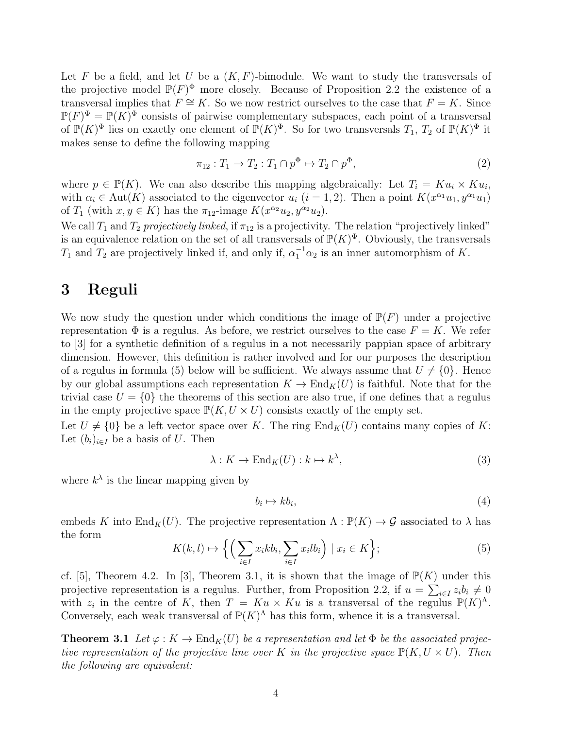Let $F$ be a field, and let $U$ be a $(K, F)$-bimodule. We want to study the transversals of the projective model $\mathbb{P}(F)^\Phi$ more closely. Because of Proposition 2.2 the existence of a transversal implies that $F \cong K$. So we now restrict ourselves to the case that $F = K$. Since $\mathbb{P}(F)^\Phi = \mathbb{P}(K)^\Phi$ consists of pairwise complementary subspaces, each point of a transversal of $\mathbb{P}(K)^\Phi$ lies on exactly one element of $\mathbb{P}(K)^\Phi$. So for two transversals $T_1$, $T_2$ of $\mathbb{P}(K)^\Phi$ it makes sense to define the following mapping

$$\pi_{12} : T_1 \to T_2 : T_1 \cap p^\Phi \mapsto T_2 \cap p^\Phi, \tag{2}$$

where $p \in \mathbb{P}(K)$. We can also describe this mapping algebraically: Let $T_i = Ku_i \times Ku_i$, with $\alpha_i \in \mathrm{Aut}(K)$ associated to the eigenvector $u_i$ $(i = 1, 2)$. Then a point $K(x^{\alpha_1}u_1, y^{\alpha_1}u_1)$ of $T_1$ (with $x, y \in K$) has the $\pi_{12}$-image $K(x^{\alpha_2}u_2, y^{\alpha_2}u_2)$.

We call $T_1$ and $T_2$ *projectively linked*, if $\pi_{12}$ is a projectivity. The relation "projectively linked" is an equivalence relation on the set of all transversals of $\mathbb{P}(K)^\Phi$. Obviously, the transversals $T_1$ and $T_2$ are projectively linked if, and only if, $\alpha_1^{-1}\alpha_2$ is an inner automorphism of $K$.

# 3 Reguli

We now study the question under which conditions the image of $\mathbb{P}(F)$ under a projective representation $\Phi$ is a regulus. As before, we restrict ourselves to the case $F = K$. We refer to [3] for a synthetic definition of a regulus in a not necessarily pappian space of arbitrary dimension. However, this definition is rather involved and for our purposes the description of a regulus in formula (5) below will be sufficient. We always assume that $U \neq \{0\}$. Hence by our global assumptions each representation $K \to \mathrm{End}_K(U)$ is faithful. Note that for the trivial case $U = \{0\}$ the theorems of this section are also true, if one defines that a regulus in the empty projective space $\mathbb{P}(K, U \times U)$ consists exactly of the empty set.

Let $U \neq \{0\}$ be a left vector space over $K$. The ring $\mathrm{End}_K(U)$ contains many copies of $K$: Let $(b_i)_{i \in I}$ be a basis of $U$. Then

$$\lambda : K \to \mathrm{End}_K(U) : k \mapsto k^\lambda, \tag{3}$$

where $k^\lambda$ is the linear mapping given by

$$b_i \mapsto kb_i, \tag{4}$$

embeds $K$ into $\mathrm{End}_K(U)$. The projective representation $\Lambda : \mathbb{P}(K) \to \mathcal{G}$ associated to $\lambda$ has the form

$$K(k, l) \mapsto \Big\{ \Big( \sum_{i \in I} x_i k b_i, \sum_{i \in I} x_i l b_i \Big) \mid x_i \in K \Big\}; \tag{5}$$

cf. [5], Theorem 4.2. In [3], Theorem 3.1, it is shown that the image of $\mathbb{P}(K)$ under this projective representation is a regulus. Further, from Proposition 2.2, if $u = \sum_{i \in I} z_i b_i \neq 0$ with $z_i$ in the centre of $K$, then $T = Ku \times Ku$ is a transversal of the regulus $\mathbb{P}(K)^\Lambda$. Conversely, each weak transversal of $\mathbb{P}(K)^\Lambda$ has this form, whence it is a transversal.

**Theorem 3.1** *Let $\varphi : K \to \mathrm{End}_K(U)$ be a representation and let $\Phi$ be the associated projective representation of the projective line over $K$ in the projective space $\mathbb{P}(K, U \times U)$. Then the following are equivalent:*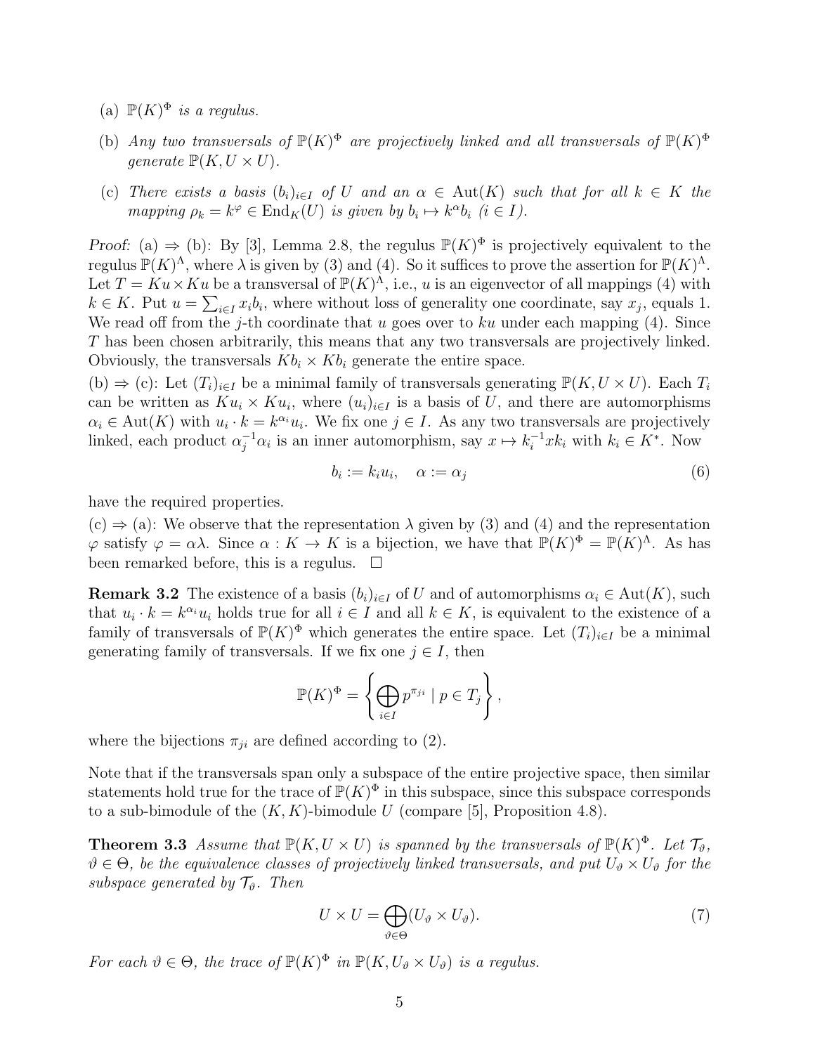(a) $\mathbb{P}(K)^\Phi$ *is a regulus.*

(b) *Any two transversals of* $\mathbb{P}(K)^\Phi$ *are projectively linked and all transversals of* $\mathbb{P}(K)^\Phi$ *generate* $\mathbb{P}(K, U \times U)$.

(c) *There exists a basis* $(b_i)_{i \in I}$ *of* $U$ *and an* $\alpha \in \mathrm{Aut}(K)$ *such that for all* $k \in K$ *the mapping* $\rho_k = k^\varphi \in \mathrm{End}_K(U)$ *is given by* $b_i \mapsto k^\alpha b_i$ $(i \in I)$.

*Proof:* (a) $\Rightarrow$ (b): By [3], Lemma 2.8, the regulus $\mathbb{P}(K)^\Phi$ is projectively equivalent to the regulus $\mathbb{P}(K)^\Lambda$, where $\lambda$ is given by (3) and (4). So it suffices to prove the assertion for $\mathbb{P}(K)^\Lambda$. Let $T = Ku \times Ku$ be a transversal of $\mathbb{P}(K)^\Lambda$, i.e., $u$ is an eigenvector of all mappings (4) with $k \in K$. Put $u = \sum_{i \in I} x_i b_i$, where without loss of generality one coordinate, say $x_j$, equals 1. We read off from the $j$-th coordinate that $u$ goes over to $ku$ under each mapping (4). Since $T$ has been chosen arbitrarily, this means that any two transversals are projectively linked. Obviously, the transversals $Kb_i \times Kb_i$ generate the entire space.

(b) $\Rightarrow$ (c): Let $(T_i)_{i \in I}$ be a minimal family of transversals generating $\mathbb{P}(K, U \times U)$. Each $T_i$ can be written as $Ku_i \times Ku_i$, where $(u_i)_{i \in I}$ is a basis of $U$, and there are automorphisms $\alpha_i \in \mathrm{Aut}(K)$ with $u_i \cdot k = k^{\alpha_i} u_i$. We fix one $j \in I$. As any two transversals are projectively linked, each product $\alpha_j^{-1}\alpha_i$ is an inner automorphism, say $x \mapsto k_i^{-1} x k_i$ with $k_i \in K^*$. Now

$$b_i := k_i u_i, \quad \alpha := \alpha_j \tag{6}$$

have the required properties.

(c) $\Rightarrow$ (a): We observe that the representation $\lambda$ given by (3) and (4) and the representation $\varphi$ satisfy $\varphi = \alpha\lambda$. Since $\alpha : K \to K$ is a bijection, we have that $\mathbb{P}(K)^\Phi = \mathbb{P}(K)^\Lambda$. As has been remarked before, this is a regulus. $\square$

**Remark 3.2** The existence of a basis $(b_i)_{i \in I}$ of $U$ and of automorphisms $\alpha_i \in \mathrm{Aut}(K)$, such that $u_i \cdot k = k^{\alpha_i} u_i$ holds true for all $i \in I$ and all $k \in K$, is equivalent to the existence of a family of transversals of $\mathbb{P}(K)^\Phi$ which generates the entire space. Let $(T_i)_{i \in I}$ be a minimal generating family of transversals. If we fix one $j \in I$, then

$$\mathbb{P}(K)^\Phi = \left\{ \bigoplus_{i \in I} p^{\pi_{ji}} \mid p \in T_j \right\},$$

where the bijections $\pi_{ji}$ are defined according to (2).

Note that if the transversals span only a subspace of the entire projective space, then similar statements hold true for the trace of $\mathbb{P}(K)^\Phi$ in this subspace, since this subspace corresponds to a sub-bimodule of the $(K, K)$-bimodule $U$ (compare [5], Proposition 4.8).

**Theorem 3.3** *Assume that* $\mathbb{P}(K, U \times U)$ *is spanned by the transversals of* $\mathbb{P}(K)^\Phi$. *Let* $\mathcal{T}_\vartheta$, $\vartheta \in \Theta$, *be the equivalence classes of projectively linked transversals, and put* $U_\vartheta \times U_\vartheta$ *for the subspace generated by* $\mathcal{T}_\vartheta$. *Then*

$$U \times U = \bigoplus_{\vartheta \in \Theta} (U_\vartheta \times U_\vartheta). \tag{7}$$

*For each* $\vartheta \in \Theta$, *the trace of* $\mathbb{P}(K)^\Phi$ *in* $\mathbb{P}(K, U_\vartheta \times U_\vartheta)$ *is a regulus.*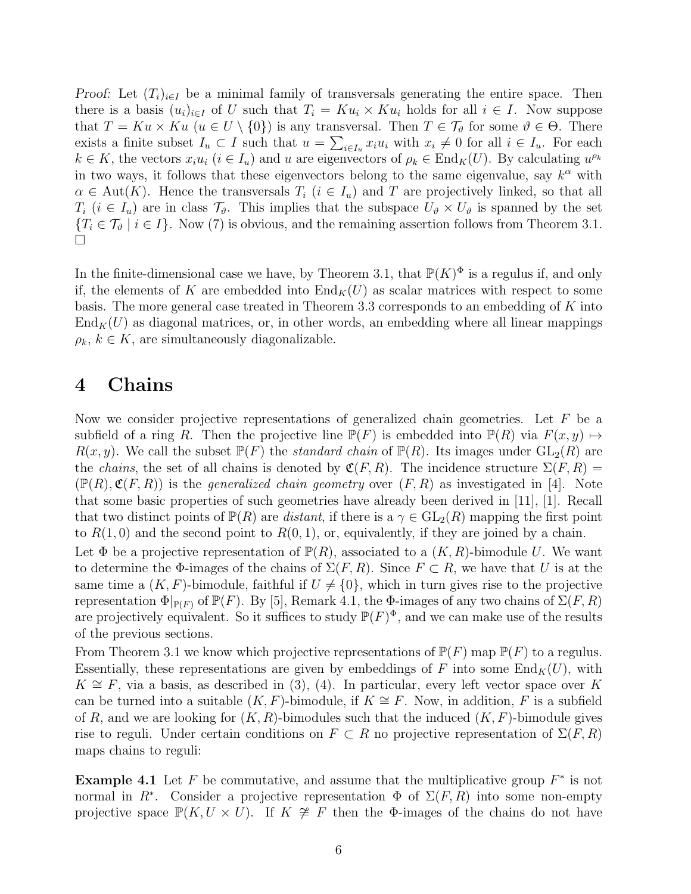*Proof:* Let $(T_i)_{i\in I}$ be a minimal family of transversals generating the entire space. Then there is a basis $(u_i)_{i\in I}$ of $U$ such that $T_i = Ku_i \times Ku_i$ holds for all $i \in I$. Now suppose that $T = Ku \times Ku$ ($u \in U \setminus \{0\}$) is any transversal. Then $T \in \mathcal{T}_\vartheta$ for some $\vartheta \in \Theta$. There exists a finite subset $I_u \subset I$ such that $u = \sum_{i\in I_u} x_i u_i$ with $x_i \neq 0$ for all $i \in I_u$. For each $k \in K$, the vectors $x_i u_i$ ($i \in I_u$) and $u$ are eigenvectors of $\rho_k \in \mathrm{End}_K(U)$. By calculating $u^{\rho_k}$ in two ways, it follows that these eigenvectors belong to the same eigenvalue, say $k^\alpha$ with $\alpha \in \mathrm{Aut}(K)$. Hence the transversals $T_i$ ($i \in I_u$) and $T$ are projectively linked, so that all $T_i$ ($i \in I_u$) are in class $\mathcal{T}_\vartheta$. This implies that the subspace $U_\vartheta \times U_\vartheta$ is spanned by the set $\{T_i \in \mathcal{T}_\vartheta \mid i \in I\}$. Now (7) is obvious, and the remaining assertion follows from Theorem 3.1. □

In the finite-dimensional case we have, by Theorem 3.1, that $\mathbb{P}(K)^\Phi$ is a regulus if, and only if, the elements of $K$ are embedded into $\mathrm{End}_K(U)$ as scalar matrices with respect to some basis. The more general case treated in Theorem 3.3 corresponds to an embedding of $K$ into $\mathrm{End}_K(U)$ as diagonal matrices, or, in other words, an embedding where all linear mappings $\rho_k$, $k \in K$, are simultaneously diagonalizable.

# 4 Chains

Now we consider projective representations of generalized chain geometries. Let $F$ be a subfield of a ring $R$. Then the projective line $\mathbb{P}(F)$ is embedded into $\mathbb{P}(R)$ via $F(x, y) \mapsto R(x, y)$. We call the subset $\mathbb{P}(F)$ the *standard chain* of $\mathbb{P}(R)$. Its images under $\mathrm{GL}_2(R)$ are the *chains*, the set of all chains is denoted by $\mathfrak{C}(F, R)$. The incidence structure $\Sigma(F, R) = (\mathbb{P}(R), \mathfrak{C}(F, R))$ is the *generalized chain geometry* over $(F, R)$ as investigated in [4]. Note that some basic properties of such geometries have already been derived in [11], [1]. Recall that two distinct points of $\mathbb{P}(R)$ are *distant*, if there is a $\gamma \in \mathrm{GL}_2(R)$ mapping the first point to $R(1, 0)$ and the second point to $R(0, 1)$, or, equivalently, if they are joined by a chain.

Let $\Phi$ be a projective representation of $\mathbb{P}(R)$, associated to a $(K, R)$-bimodule $U$. We want to determine the $\Phi$-images of the chains of $\Sigma(F, R)$. Since $F \subset R$, we have that $U$ is at the same time a $(K, F)$-bimodule, faithful if $U \neq \{0\}$, which in turn gives rise to the projective representation $\Phi|_{\mathbb{P}(F)}$ of $\mathbb{P}(F)$. By [5], Remark 4.1, the $\Phi$-images of any two chains of $\Sigma(F, R)$ are projectively equivalent. So it suffices to study $\mathbb{P}(F)^\Phi$, and we can make use of the results of the previous sections.

From Theorem 3.1 we know which projective representations of $\mathbb{P}(F)$ map $\mathbb{P}(F)$ to a regulus. Essentially, these representations are given by embeddings of $F$ into some $\mathrm{End}_K(U)$, with $K \cong F$, via a basis, as described in (3), (4). In particular, every left vector space over $K$ can be turned into a suitable $(K, F)$-bimodule, if $K \cong F$. Now, in addition, $F$ is a subfield of $R$, and we are looking for $(K, R)$-bimodules such that the induced $(K, F)$-bimodule gives rise to reguli. Under certain conditions on $F \subset R$ no projective representation of $\Sigma(F, R)$ maps chains to reguli:

**Example 4.1** Let $F$ be commutative, and assume that the multiplicative group $F^*$ is not normal in $R^*$. Consider a projective representation $\Phi$ of $\Sigma(F, R)$ into some non-empty projective space $\mathbb{P}(K, U \times U)$. If $K \not\cong F$ then the $\Phi$-images of the chains do not have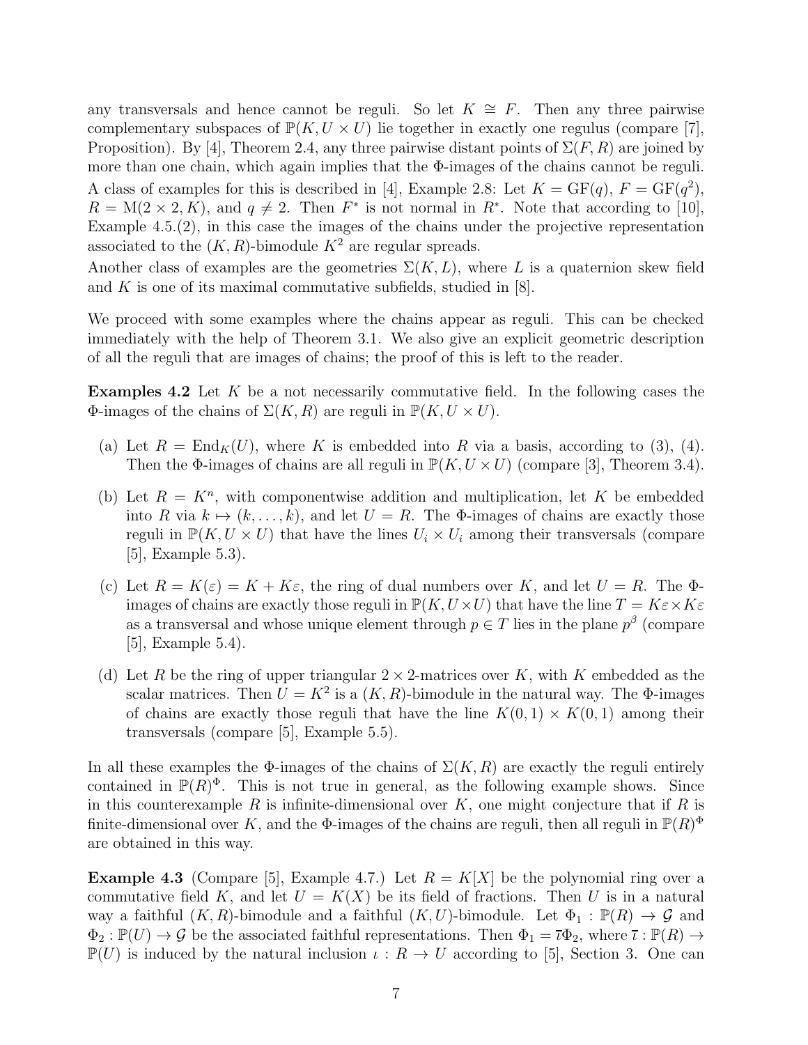any transversals and hence cannot be reguli. So let $K \cong F$. Then any three pairwise complementary subspaces of $\mathbb{P}(K, U \times U)$ lie together in exactly one regulus (compare [7], Proposition). By [4], Theorem 2.4, any three pairwise distant points of $\Sigma(F, R)$ are joined by more than one chain, which again implies that the $\Phi$-images of the chains cannot be reguli. A class of examples for this is described in [4], Example 2.8: Let $K = \mathrm{GF}(q)$, $F = \mathrm{GF}(q^2)$, $R = \mathrm{M}(2 \times 2, K)$, and $q \neq 2$. Then $F^*$ is not normal in $R^*$. Note that according to [10], Example 4.5.(2), in this case the images of the chains under the projective representation associated to the $(K, R)$-bimodule $K^2$ are regular spreads.
Another class of examples are the geometries $\Sigma(K, L)$, where $L$ is a quaternion skew field and $K$ is one of its maximal commutative subfields, studied in [8].

We proceed with some examples where the chains appear as reguli. This can be checked immediately with the help of Theorem 3.1. We also give an explicit geometric description of all the reguli that are images of chains; the proof of this is left to the reader.

**Examples 4.2** Let $K$ be a not necessarily commutative field. In the following cases the $\Phi$-images of the chains of $\Sigma(K, R)$ are reguli in $\mathbb{P}(K, U \times U)$.

(a) Let $R = \mathrm{End}_K(U)$, where $K$ is embedded into $R$ via a basis, according to (3), (4). Then the $\Phi$-images of chains are all reguli in $\mathbb{P}(K, U \times U)$ (compare [3], Theorem 3.4).

(b) Let $R = K^n$, with componentwise addition and multiplication, let $K$ be embedded into $R$ via $k \mapsto (k, \ldots, k)$, and let $U = R$. The $\Phi$-images of chains are exactly those reguli in $\mathbb{P}(K, U \times U)$ that have the lines $U_i \times U_i$ among their transversals (compare [5], Example 5.3).

(c) Let $R = K(\varepsilon) = K + K\varepsilon$, the ring of dual numbers over $K$, and let $U = R$. The $\Phi$-images of chains are exactly those reguli in $\mathbb{P}(K, U \times U)$ that have the line $T = K\varepsilon \times K\varepsilon$ as a transversal and whose unique element through $p \in T$ lies in the plane $p^\beta$ (compare [5], Example 5.4).

(d) Let $R$ be the ring of upper triangular $2 \times 2$-matrices over $K$, with $K$ embedded as the scalar matrices. Then $U = K^2$ is a $(K, R)$-bimodule in the natural way. The $\Phi$-images of chains are exactly those reguli that have the line $K(0, 1) \times K(0, 1)$ among their transversals (compare [5], Example 5.5).

In all these examples the $\Phi$-images of the chains of $\Sigma(K, R)$ are exactly the reguli entirely contained in $\mathbb{P}(R)^\Phi$. This is not true in general, as the following example shows. Since in this counterexample $R$ is infinite-dimensional over $K$, one might conjecture that if $R$ is finite-dimensional over $K$, and the $\Phi$-images of the chains are reguli, then all reguli in $\mathbb{P}(R)^\Phi$ are obtained in this way.

**Example 4.3** (Compare [5], Example 4.7.) Let $R = K[X]$ be the polynomial ring over a commutative field $K$, and let $U = K(X)$ be its field of fractions. Then $U$ is in a natural way a faithful $(K, R)$-bimodule and a faithful $(K, U)$-bimodule. Let $\Phi_1 : \mathbb{P}(R) \to \mathcal{G}$ and $\Phi_2 : \mathbb{P}(U) \to \mathcal{G}$ be the associated faithful representations. Then $\Phi_1 = \bar{\iota}\Phi_2$, where $\bar{\iota} : \mathbb{P}(R) \to \mathbb{P}(U)$ is induced by the natural inclusion $\iota : R \to U$ according to [5], Section 3. One can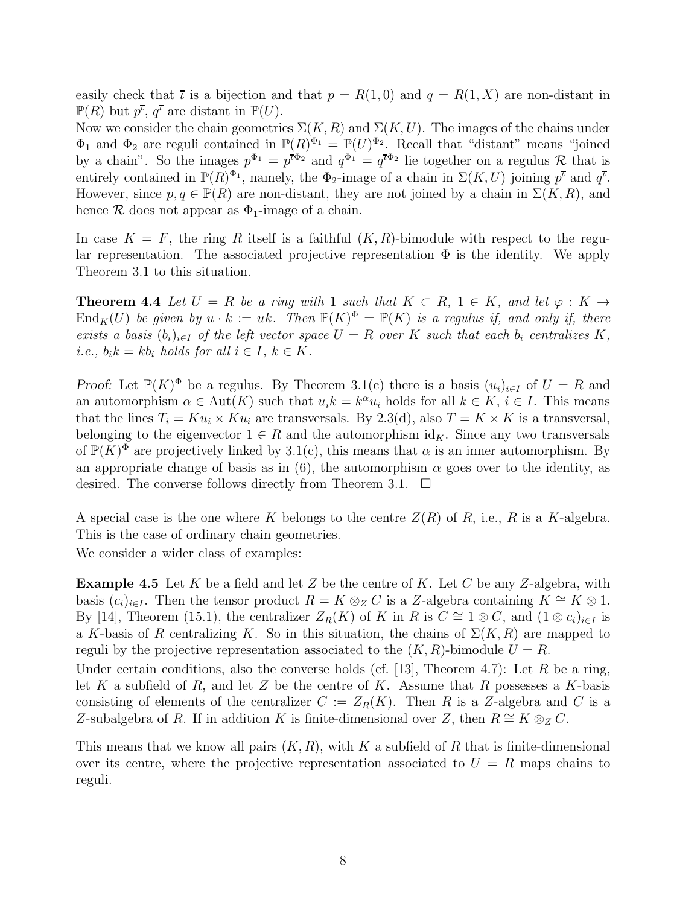easily check that $\overline{\iota}$ is a bijection and that $p = R(1,0)$ and $q = R(1,X)$ are non-distant in $\mathbb{P}(R)$ but $p^{\overline{\iota}}$, $q^{\overline{\iota}}$ are distant in $\mathbb{P}(U)$.

Now we consider the chain geometries $\Sigma(K,R)$ and $\Sigma(K,U)$. The images of the chains under $\Phi_1$ and $\Phi_2$ are reguli contained in $\mathbb{P}(R)^{\Phi_1} = \mathbb{P}(U)^{\Phi_2}$. Recall that "distant" means "joined by a chain". So the images $p^{\Phi_1} = p^{\overline{\iota}\Phi_2}$ and $q^{\Phi_1} = q^{\overline{\iota}\Phi_2}$ lie together on a regulus $\mathcal{R}$ that is entirely contained in $\mathbb{P}(R)^{\Phi_1}$, namely, the $\Phi_2$-image of a chain in $\Sigma(K,U)$ joining $p^{\overline{\iota}}$ and $q^{\overline{\iota}}$. However, since $p, q \in \mathbb{P}(R)$ are non-distant, they are not joined by a chain in $\Sigma(K,R)$, and hence $\mathcal{R}$ does not appear as $\Phi_1$-image of a chain.

In case $K = F$, the ring $R$ itself is a faithful $(K,R)$-bimodule with respect to the regular representation. The associated projective representation $\Phi$ is the identity. We apply Theorem 3.1 to this situation.

**Theorem 4.4** *Let $U = R$ be a ring with 1 such that $K \subset R$, $1 \in K$, and let $\varphi : K \to \mathrm{End}_K(U)$ be given by $u \cdot k := uk$. Then $\mathbb{P}(K)^\Phi = \mathbb{P}(K)$ is a regulus if, and only if, there exists a basis $(b_i)_{i\in I}$ of the left vector space $U = R$ over $K$ such that each $b_i$ centralizes $K$, i.e., $b_i k = k b_i$ holds for all $i \in I$, $k \in K$.*

*Proof:* Let $\mathbb{P}(K)^\Phi$ be a regulus. By Theorem 3.1(c) there is a basis $(u_i)_{i\in I}$ of $U = R$ and an automorphism $\alpha \in \mathrm{Aut}(K)$ such that $u_i k = k^\alpha u_i$ holds for all $k \in K$, $i \in I$. This means that the lines $T_i = Ku_i \times Ku_i$ are transversals. By 2.3(d), also $T = K \times K$ is a transversal, belonging to the eigenvector $1 \in R$ and the automorphism $\mathrm{id}_K$. Since any two transversals of $\mathbb{P}(K)^\Phi$ are projectively linked by 3.1(c), this means that $\alpha$ is an inner automorphism. By an appropriate change of basis as in (6), the automorphism $\alpha$ goes over to the identity, as desired. The converse follows directly from Theorem 3.1. $\square$

A special case is the one where $K$ belongs to the centre $Z(R)$ of $R$, i.e., $R$ is a $K$-algebra. This is the case of ordinary chain geometries.

We consider a wider class of examples:

**Example 4.5** Let $K$ be a field and let $Z$ be the centre of $K$. Let $C$ be any $Z$-algebra, with basis $(c_i)_{i\in I}$. Then the tensor product $R = K \otimes_Z C$ is a $Z$-algebra containing $K \cong K \otimes 1$. By [14], Theorem (15.1), the centralizer $Z_R(K)$ of $K$ in $R$ is $C \cong 1 \otimes C$, and $(1 \otimes c_i)_{i\in I}$ is a $K$-basis of $R$ centralizing $K$. So in this situation, the chains of $\Sigma(K,R)$ are mapped to reguli by the projective representation associated to the $(K,R)$-bimodule $U = R$.

Under certain conditions, also the converse holds (cf. [13], Theorem 4.7): Let $R$ be a ring, let $K$ a subfield of $R$, and let $Z$ be the centre of $K$. Assume that $R$ possesses a $K$-basis consisting of elements of the centralizer $C := Z_R(K)$. Then $R$ is a $Z$-algebra and $C$ is a $Z$-subalgebra of $R$. If in addition $K$ is finite-dimensional over $Z$, then $R \cong K \otimes_Z C$.

This means that we know all pairs $(K,R)$, with $K$ a subfield of $R$ that is finite-dimensional over its centre, where the projective representation associated to $U = R$ maps chains to reguli.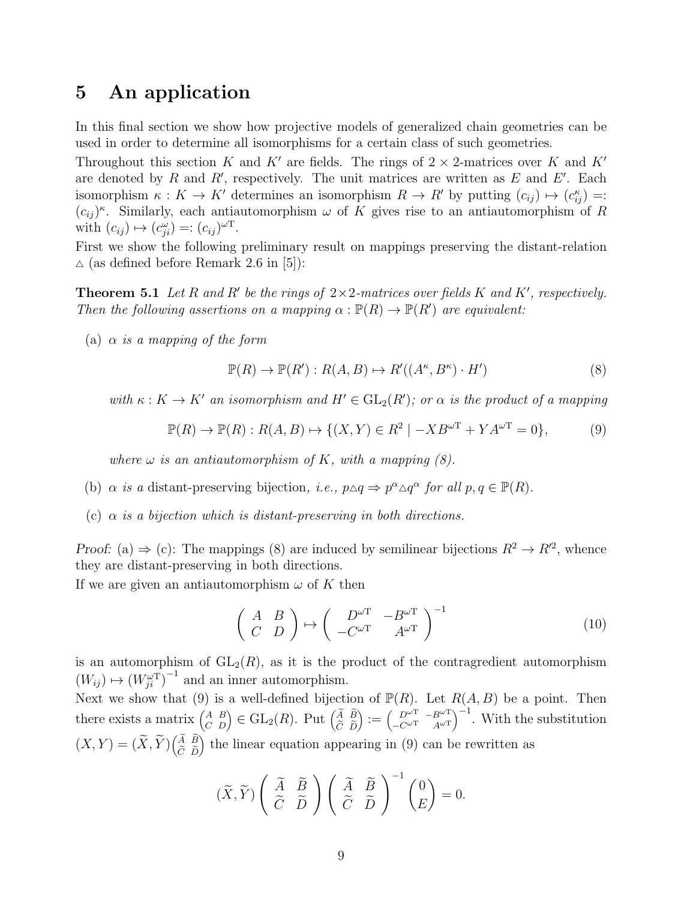# 5 An application

In this final section we show how projective models of generalized chain geometries can be used in order to determine all isomorphisms for a certain class of such geometries.

Throughout this section $K$ and $K'$ are fields. The rings of $2 \times 2$-matrices over $K$ and $K'$ are denoted by $R$ and $R'$, respectively. The unit matrices are written as $E$ and $E'$. Each isomorphism $\kappa : K \to K'$ determines an isomorphism $R \to R'$ by putting $(c_{ij}) \mapsto (c_{ij}^{\kappa}) =: (c_{ij})^{\kappa}$. Similarly, each antiautomorphism $\omega$ of $K$ gives rise to an antiautomorphism of $R$ with $(c_{ij}) \mapsto (c_{ji}^{\omega}) =: (c_{ij})^{\omega \mathrm{T}}$.

First we show the following preliminary result on mappings preserving the distant-relation $\triangle$ (as defined before Remark 2.6 in [5]):

**Theorem 5.1** *Let $R$ and $R'$ be the rings of $2 \times 2$-matrices over fields $K$ and $K'$, respectively. Then the following assertions on a mapping $\alpha : \mathbb{P}(R) \to \mathbb{P}(R')$ are equivalent:*

(a) *$\alpha$ is a mapping of the form*

$$\mathbb{P}(R) \to \mathbb{P}(R') : R(A, B) \mapsto R'((A^{\kappa}, B^{\kappa}) \cdot H') \tag{8}$$

*with $\kappa : K \to K'$ an isomorphism and $H' \in \mathrm{GL}_2(R')$; or $\alpha$ is the product of a mapping*

$$\mathbb{P}(R) \to \mathbb{P}(R) : R(A, B) \mapsto \{(X, Y) \in R^2 \mid -XB^{\omega \mathrm{T}} + YA^{\omega \mathrm{T}} = 0\}, \tag{9}$$

*where $\omega$ is an antiautomorphism of $K$, with a mapping (8).*

(b) *$\alpha$ is a* distant-preserving bijection, *i.e., $p \triangle q \Rightarrow p^{\alpha} \triangle q^{\alpha}$ for all $p, q \in \mathbb{P}(R)$.*

(c) *$\alpha$ is a bijection which is distant-preserving in both directions.*

*Proof:* (a) $\Rightarrow$ (c): The mappings (8) are induced by semilinear bijections $R^2 \to R'^2$, whence they are distant-preserving in both directions.

If we are given an antiautomorphism $\omega$ of $K$ then

$$\begin{pmatrix} A & B \\ C & D \end{pmatrix} \mapsto \begin{pmatrix} D^{\omega \mathrm{T}} & -B^{\omega \mathrm{T}} \\ -C^{\omega \mathrm{T}} & A^{\omega \mathrm{T}} \end{pmatrix}^{-1} \tag{10}$$

is an automorphism of $\mathrm{GL}_2(R)$, as it is the product of the contragredient automorphism $(W_{ij}) \mapsto \left(W_{ji}^{\omega \mathrm{T}}\right)^{-1}$ and an inner automorphism.

Next we show that (9) is a well-defined bijection of $\mathbb{P}(R)$. Let $R(A, B)$ be a point. Then there exists a matrix $\begin{pmatrix} A & B \\ C & D \end{pmatrix} \in \mathrm{GL}_2(R)$. Put $\begin{pmatrix} \widetilde{A} & \widetilde{B} \\ \widetilde{C} & \widetilde{D} \end{pmatrix} := \begin{pmatrix} D^{\omega \mathrm{T}} & -B^{\omega \mathrm{T}} \\ -C^{\omega \mathrm{T}} & A^{\omega \mathrm{T}} \end{pmatrix}^{-1}$. With the substitution $(X, Y) = (\widetilde{X}, \widetilde{Y}) \begin{pmatrix} \widetilde{A} & \widetilde{B} \\ \widetilde{C} & \widetilde{D} \end{pmatrix}$ the linear equation appearing in (9) can be rewritten as

$$(\widetilde{X}, \widetilde{Y}) \begin{pmatrix} \widetilde{A} & \widetilde{B} \\ \widetilde{C} & \widetilde{D} \end{pmatrix} \begin{pmatrix} \widetilde{A} & \widetilde{B} \\ \widetilde{C} & \widetilde{D} \end{pmatrix}^{-1} \begin{pmatrix} 0 \\ E \end{pmatrix} = 0.$$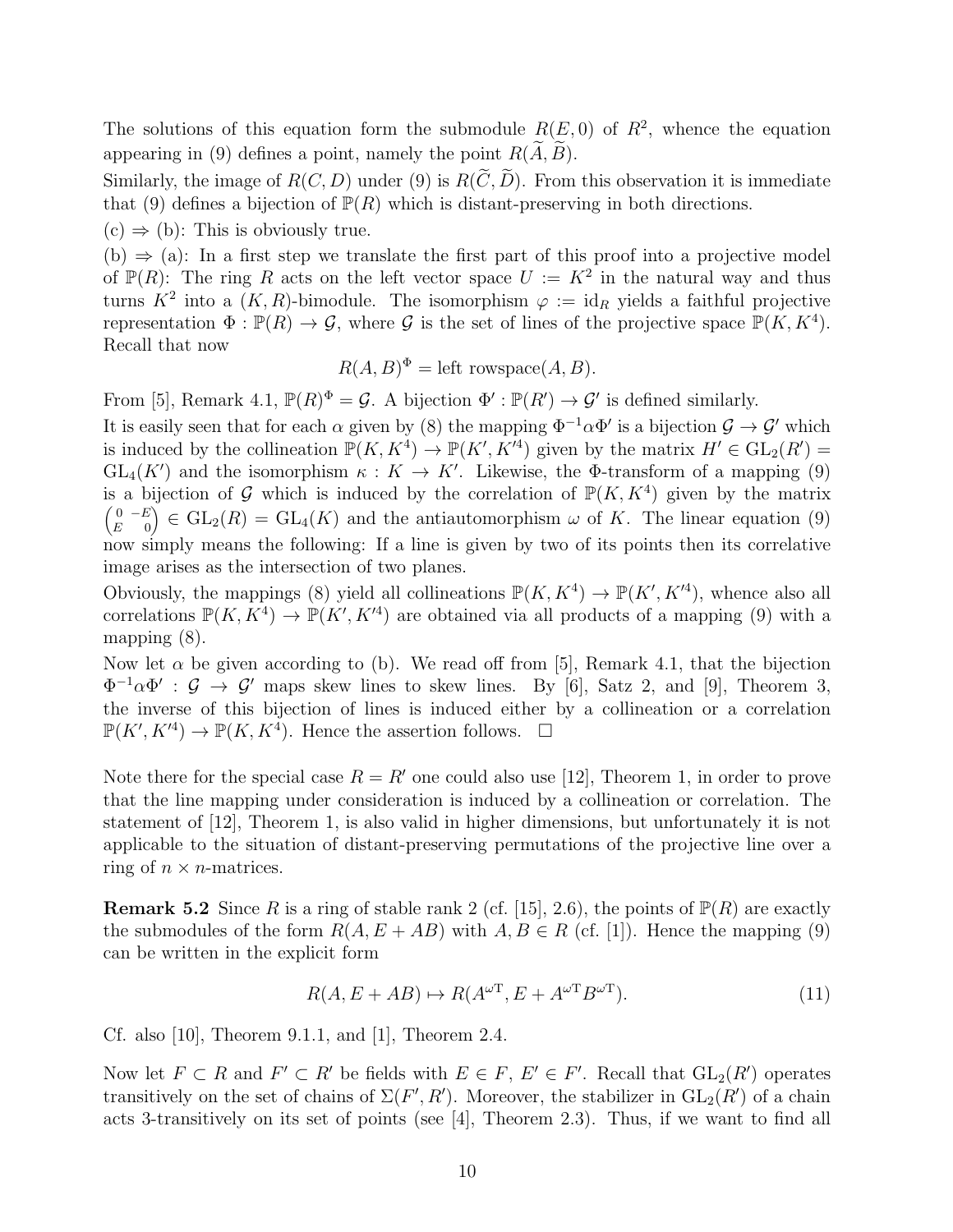The solutions of this equation form the submodule $R(E,0)$ of $R^2$, whence the equation appearing in (9) defines a point, namely the point $R(\widetilde{A},\widetilde{B})$.

Similarly, the image of $R(C,D)$ under (9) is $R(\widetilde{C},\widetilde{D})$. From this observation it is immediate that (9) defines a bijection of $\mathbb{P}(R)$ which is distant-preserving in both directions.

(c) $\Rightarrow$ (b): This is obviously true.

(b) $\Rightarrow$ (a): In a first step we translate the first part of this proof into a projective model of $\mathbb{P}(R)$: The ring $R$ acts on the left vector space $U := K^2$ in the natural way and thus turns $K^2$ into a $(K,R)$-bimodule. The isomorphism $\varphi := \mathrm{id}_R$ yields a faithful projective representation $\Phi : \mathbb{P}(R) \to \mathcal{G}$, where $\mathcal{G}$ is the set of lines of the projective space $\mathbb{P}(K,K^4)$. Recall that now

$$R(A,B)^\Phi = \text{left rowspace}(A,B).$$

From [5], Remark 4.1, $\mathbb{P}(R)^\Phi = \mathcal{G}$. A bijection $\Phi' : \mathbb{P}(R') \to \mathcal{G}'$ is defined similarly.

It is easily seen that for each $\alpha$ given by (8) the mapping $\Phi^{-1}\alpha\Phi'$ is a bijection $\mathcal{G} \to \mathcal{G}'$ which is induced by the collineation $\mathbb{P}(K,K^4) \to \mathbb{P}(K',K'^4)$ given by the matrix $H' \in \mathrm{GL}_2(R') = \mathrm{GL}_4(K')$ and the isomorphism $\kappa : K \to K'$. Likewise, the $\Phi$-transform of a mapping (9) is a bijection of $\mathcal{G}$ which is induced by the correlation of $\mathbb{P}(K,K^4)$ given by the matrix $\begin{pmatrix} 0 & -E \\ E & 0 \end{pmatrix} \in \mathrm{GL}_2(R) = \mathrm{GL}_4(K)$ and the antiautomorphism $\omega$ of $K$. The linear equation (9) now simply means the following: If a line is given by two of its points then its correlative image arises as the intersection of two planes.

Obviously, the mappings (8) yield all collineations $\mathbb{P}(K,K^4) \to \mathbb{P}(K',K'^4)$, whence also all correlations $\mathbb{P}(K,K^4) \to \mathbb{P}(K',K'^4)$ are obtained via all products of a mapping (9) with a mapping (8).

Now let $\alpha$ be given according to (b). We read off from [5], Remark 4.1, that the bijection $\Phi^{-1}\alpha\Phi' : \mathcal{G} \to \mathcal{G}'$ maps skew lines to skew lines. By [6], Satz 2, and [9], Theorem 3, the inverse of this bijection of lines is induced either by a collineation or a correlation $\mathbb{P}(K',K'^4) \to \mathbb{P}(K,K^4)$. Hence the assertion follows. $\square$

Note there for the special case $R = R'$ one could also use [12], Theorem 1, in order to prove that the line mapping under consideration is induced by a collineation or correlation. The statement of [12], Theorem 1, is also valid in higher dimensions, but unfortunately it is not applicable to the situation of distant-preserving permutations of the projective line over a ring of $n \times n$-matrices.

**Remark 5.2** Since $R$ is a ring of stable rank 2 (cf. [15], 2.6), the points of $\mathbb{P}(R)$ are exactly the submodules of the form $R(A, E + AB)$ with $A, B \in R$ (cf. [1]). Hence the mapping (9) can be written in the explicit form

$$R(A, E + AB) \mapsto R(A^{\omega\mathrm{T}}, E + A^{\omega\mathrm{T}}B^{\omega\mathrm{T}}). \tag{11}$$

Cf. also [10], Theorem 9.1.1, and [1], Theorem 2.4.

Now let $F \subset R$ and $F' \subset R'$ be fields with $E \in F$, $E' \in F'$. Recall that $\mathrm{GL}_2(R')$ operates transitively on the set of chains of $\Sigma(F',R')$. Moreover, the stabilizer in $\mathrm{GL}_2(R')$ of a chain acts 3-transitively on its set of points (see [4], Theorem 2.3). Thus, if we want to find all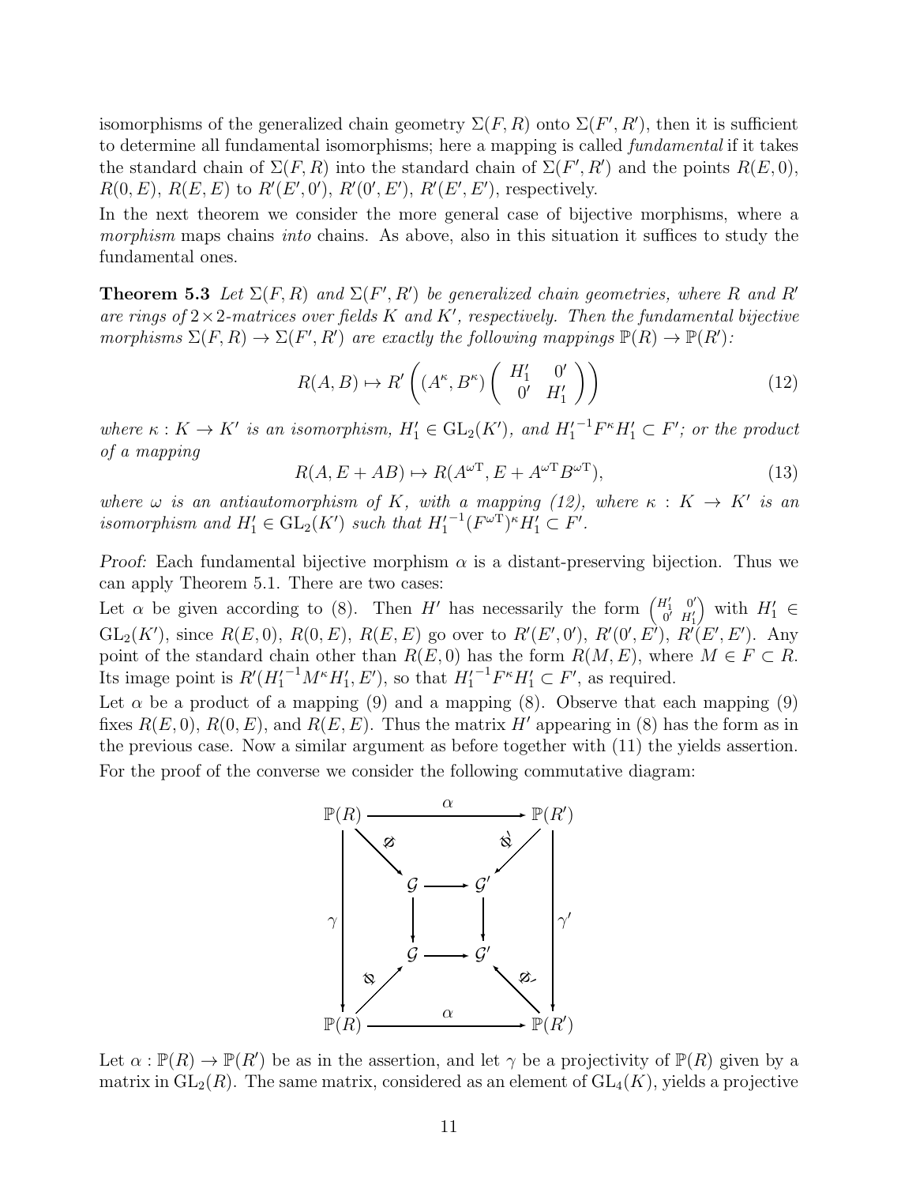isomorphisms of the generalized chain geometry $\Sigma(F, R)$ onto $\Sigma(F', R')$, then it is sufficient to determine all fundamental isomorphisms; here a mapping is called *fundamental* if it takes the standard chain of $\Sigma(F, R)$ into the standard chain of $\Sigma(F', R')$ and the points $R(E, 0)$, $R(0, E)$, $R(E, E)$ to $R'(E', 0')$, $R'(0', E')$, $R'(E', E')$, respectively.

In the next theorem we consider the more general case of bijective morphisms, where a *morphism* maps chains *into* chains. As above, also in this situation it suffices to study the fundamental ones.

**Theorem 5.3** *Let $\Sigma(F, R)$ and $\Sigma(F', R')$ be generalized chain geometries, where $R$ and $R'$ are rings of $2\times 2$-matrices over fields $K$ and $K'$, respectively. Then the fundamental bijective morphisms $\Sigma(F, R) \to \Sigma(F', R')$ are exactly the following mappings $\mathbb{P}(R) \to \mathbb{P}(R')$:*

$$R(A, B) \mapsto R'\left((A^\kappa, B^\kappa)\begin{pmatrix} H_1' & 0' \\ 0' & H_1' \end{pmatrix}\right) \tag{12}$$

*where $\kappa : K \to K'$ is an isomorphism, $H_1' \in \mathrm{GL}_2(K')$, and ${H_1'}^{-1} F^\kappa H_1' \subset F'$; or the product of a mapping*

$$R(A, E + AB) \mapsto R(A^{\omega\mathrm{T}}, E + A^{\omega\mathrm{T}} B^{\omega\mathrm{T}}), \tag{13}$$

*where $\omega$ is an antiautomorphism of $K$, with a mapping (12), where $\kappa : K \to K'$ is an isomorphism and $H_1' \in \mathrm{GL}_2(K')$ such that ${H_1'}^{-1}(F^{\omega\mathrm{T}})^\kappa H_1' \subset F'$.*

*Proof:* Each fundamental bijective morphism $\alpha$ is a distant-preserving bijection. Thus we can apply Theorem 5.1. There are two cases:

Let $\alpha$ be given according to (8). Then $H'$ has necessarily the form $\left(\begin{smallmatrix} H_1' & 0' \\ 0' & H_1' \end{smallmatrix}\right)$ with $H_1' \in \mathrm{GL}_2(K')$, since $R(E, 0)$, $R(0, E)$, $R(E, E)$ go over to $R'(E', 0')$, $R'(0', E')$, $R'(E', E')$. Any point of the standard chain other than $R(E, 0)$ has the form $R(M, E)$, where $M \in F \subset R$. Its image point is $R'({H_1'}^{-1} M^\kappa H_1', E')$, so that ${H_1'}^{-1} F^\kappa H_1' \subset F'$, as required.

Let $\alpha$ be a product of a mapping (9) and a mapping (8). Observe that each mapping (9) fixes $R(E, 0)$, $R(0, E)$, and $R(E, E)$. Thus the matrix $H'$ appearing in (8) has the form as in the previous case. Now a similar argument as before together with (11) the yields assertion.

For the proof of the converse we consider the following commutative diagram:

$$\begin{array}{ccccccc}
\mathbb{P}(R) & & & \xrightarrow{\quad\alpha\quad} & & & \mathbb{P}(R') \\
 & \searrow^{\varphi} & & & & \swarrow^{\varphi'} & \\
\Big\downarrow{\scriptstyle\gamma} & & \mathcal{G} & \longrightarrow & \mathcal{G}' & & \Big\downarrow{\scriptstyle\gamma'} \\
 & & \Big\downarrow & & \Big\downarrow & & \\
 & & \mathcal{G} & \longrightarrow & \mathcal{G}' & & \\
 & \nearrow_{\varphi} & & & & \nwarrow_{\varphi'} & \\
\mathbb{P}(R) & & & \xrightarrow{\quad\alpha\quad} & & & \mathbb{P}(R')
\end{array}$$

Let $\alpha : \mathbb{P}(R) \to \mathbb{P}(R')$ be as in the assertion, and let $\gamma$ be a projectivity of $\mathbb{P}(R)$ given by a matrix in $\mathrm{GL}_2(R)$. The same matrix, considered as an element of $\mathrm{GL}_4(K)$, yields a projective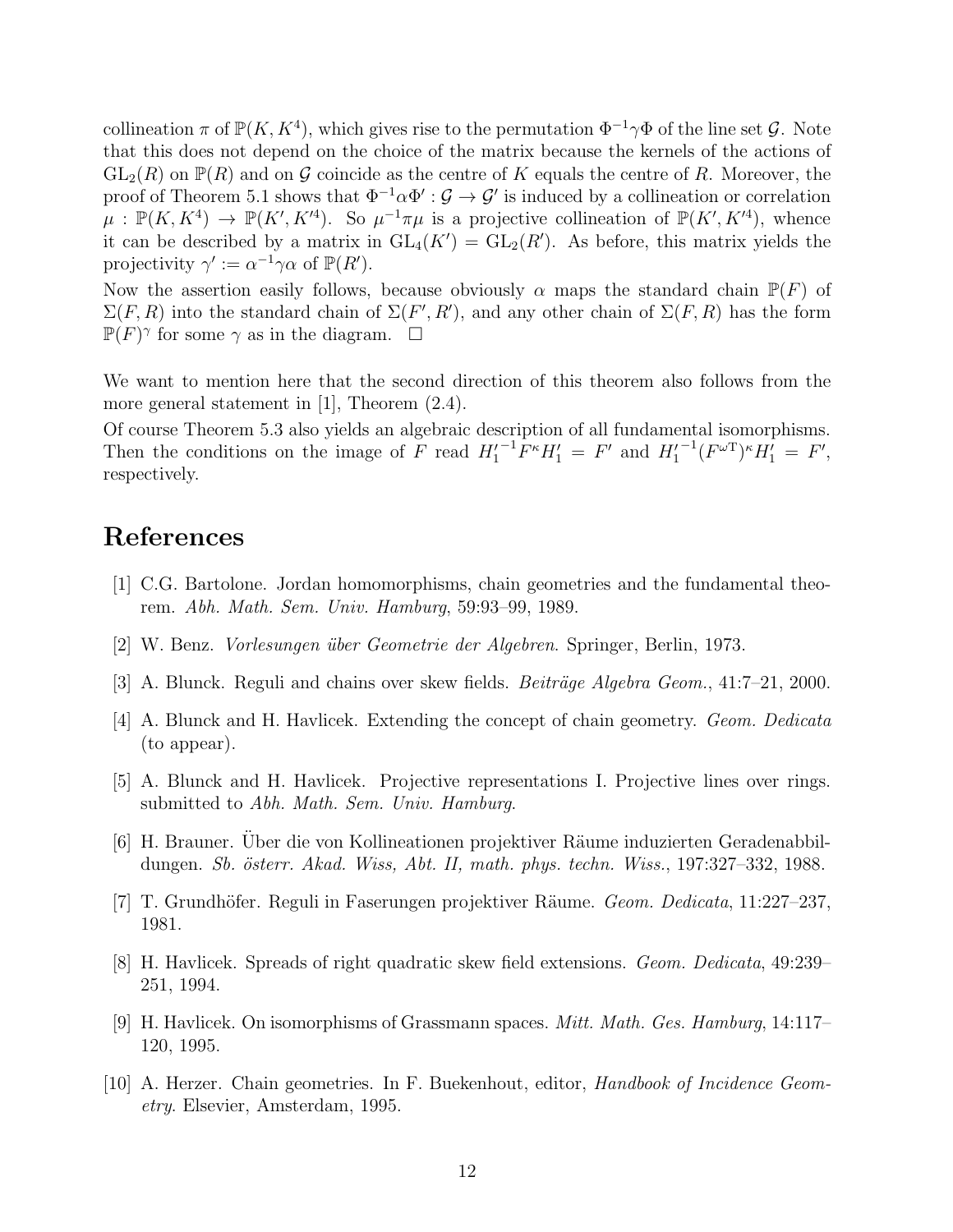collineation $\pi$ of $\mathbb{P}(K, K^4)$, which gives rise to the permutation $\Phi^{-1}\gamma\Phi$ of the line set $\mathcal{G}$. Note that this does not depend on the choice of the matrix because the kernels of the actions of $\mathrm{GL}_2(R)$ on $\mathbb{P}(R)$ and on $\mathcal{G}$ coincide as the centre of $K$ equals the centre of $R$. Moreover, the proof of Theorem 5.1 shows that $\Phi^{-1}\alpha\Phi' : \mathcal{G} \to \mathcal{G}'$ is induced by a collineation or correlation $\mu : \mathbb{P}(K, K^4) \to \mathbb{P}(K', K'^4)$. So $\mu^{-1}\pi\mu$ is a projective collineation of $\mathbb{P}(K', K'^4)$, whence it can be described by a matrix in $\mathrm{GL}_4(K') = \mathrm{GL}_2(R')$. As before, this matrix yields the projectivity $\gamma' := \alpha^{-1}\gamma\alpha$ of $\mathbb{P}(R')$.

Now the assertion easily follows, because obviously $\alpha$ maps the standard chain $\mathbb{P}(F)$ of $\Sigma(F, R)$ into the standard chain of $\Sigma(F', R')$, and any other chain of $\Sigma(F, R)$ has the form $\mathbb{P}(F)^\gamma$ for some $\gamma$ as in the diagram. □

We want to mention here that the second direction of this theorem also follows from the more general statement in [1], Theorem (2.4).

Of course Theorem 5.3 also yields an algebraic description of all fundamental isomorphisms. Then the conditions on the image of $F$ read ${H_1'}^{-1} F^\kappa H_1' = F'$ and ${H_1'}^{-1} (F^{\omega \mathrm{T}})^\kappa H_1' = F'$, respectively.

# References

[1] C.G. Bartolone. Jordan homomorphisms, chain geometries and the fundamental theorem. *Abh. Math. Sem. Univ. Hamburg*, 59:93–99, 1989.

[2] W. Benz. *Vorlesungen über Geometrie der Algebren*. Springer, Berlin, 1973.

[3] A. Blunck. Reguli and chains over skew fields. *Beiträge Algebra Geom.*, 41:7–21, 2000.

[4] A. Blunck and H. Havlicek. Extending the concept of chain geometry. *Geom. Dedicata* (to appear).

[5] A. Blunck and H. Havlicek. Projective representations I. Projective lines over rings. submitted to *Abh. Math. Sem. Univ. Hamburg*.

[6] H. Brauner. Über die von Kollineationen projektiver Räume induzierten Geradenabbildungen. *Sb. österr. Akad. Wiss, Abt. II, math. phys. techn. Wiss.*, 197:327–332, 1988.

[7] T. Grundhöfer. Reguli in Faserungen projektiver Räume. *Geom. Dedicata*, 11:227–237, 1981.

[8] H. Havlicek. Spreads of right quadratic skew field extensions. *Geom. Dedicata*, 49:239–251, 1994.

[9] H. Havlicek. On isomorphisms of Grassmann spaces. *Mitt. Math. Ges. Hamburg*, 14:117–120, 1995.

[10] A. Herzer. Chain geometries. In F. Buekenhout, editor, *Handbook of Incidence Geometry*. Elsevier, Amsterdam, 1995.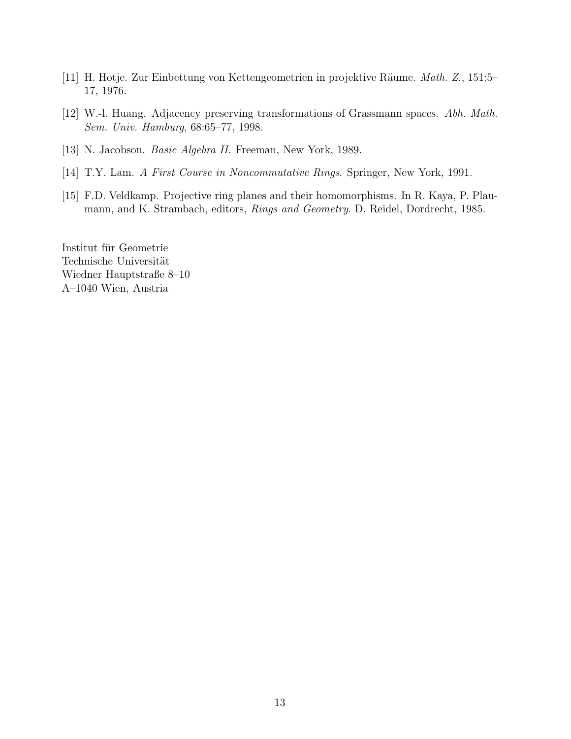[11] H. Hotje. Zur Einbettung von Kettengeometrien in projektive Räume. *Math. Z.*, 151:5–17, 1976.

[12] W.-l. Huang. Adjacency preserving transformations of Grassmann spaces. *Abh. Math. Sem. Univ. Hamburg*, 68:65–77, 1998.

[13] N. Jacobson. *Basic Algebra II.* Freeman, New York, 1989.

[14] T.Y. Lam. *A First Course in Noncommutative Rings*. Springer, New York, 1991.

[15] F.D. Veldkamp. Projective ring planes and their homomorphisms. In R. Kaya, P. Plaumann, and K. Strambach, editors, *Rings and Geometry*. D. Reidel, Dordrecht, 1985.

Institut für Geometrie
Technische Universität
Wiedner Hauptstraße 8–10
A–1040 Wien, Austria